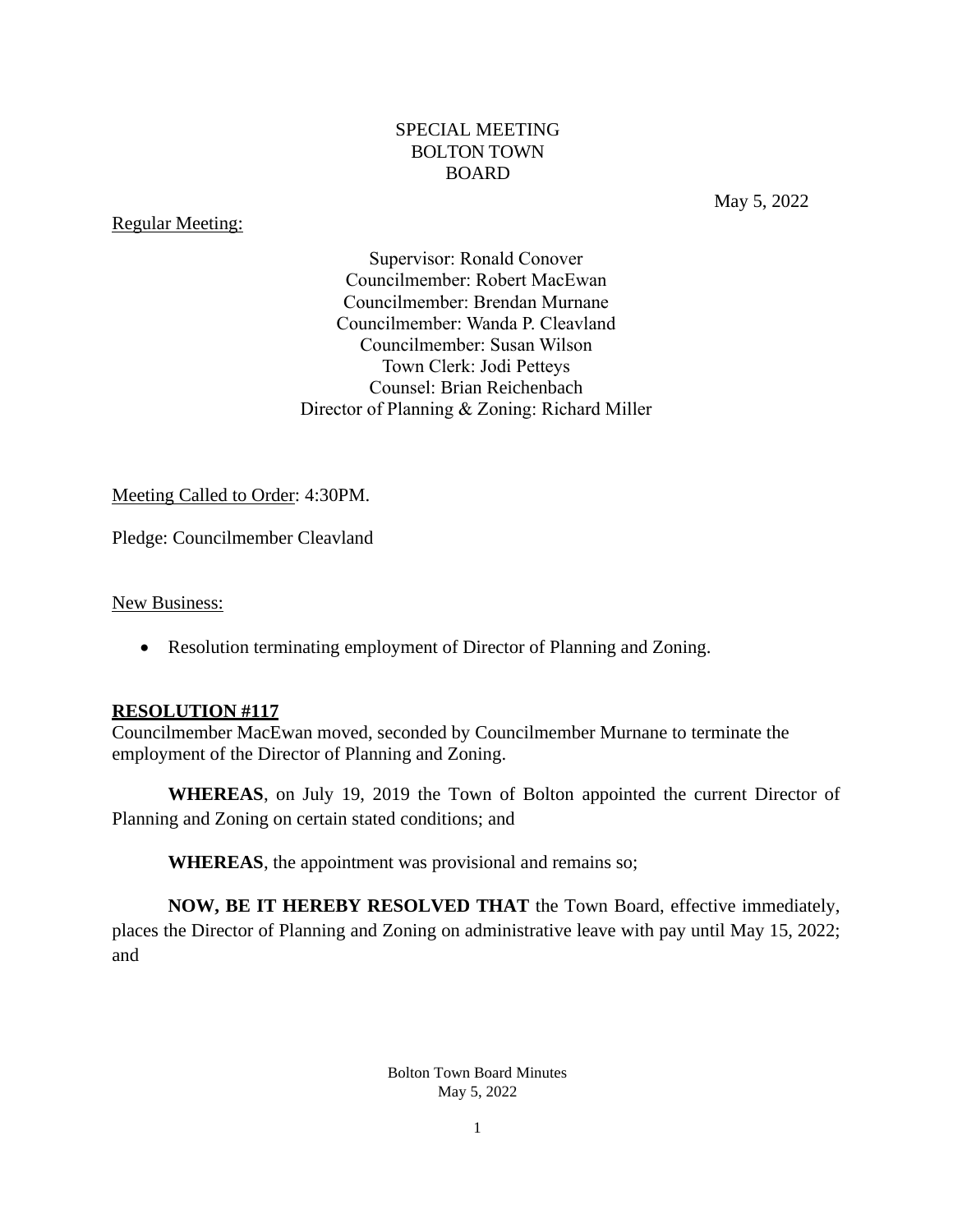# SPECIAL MEETING
# BOLTON TOWN BOARD

May 5, 2022

Regular Meeting:

Supervisor: Ronald Conover
Councilmember: Robert MacEwan
Councilmember: Brendan Murnane
Councilmember: Wanda P. Cleavland
Councilmember: Susan Wilson
Town Clerk: Jodi Petteys
Counsel: Brian Reichenbach
Director of Planning & Zoning: Richard Miller

Meeting Called to Order: 4:30PM.

Pledge: Councilmember Cleavland

New Business:

- Resolution terminating employment of Director of Planning and Zoning.

**RESOLUTION #117**

Councilmember MacEwan moved, seconded by Councilmember Murnane to terminate the employment of the Director of Planning and Zoning.

**WHEREAS**, on July 19, 2019 the Town of Bolton appointed the current Director of Planning and Zoning on certain stated conditions; and

**WHEREAS**, the appointment was provisional and remains so;

**NOW, BE IT HEREBY RESOLVED THAT** the Town Board, effective immediately, places the Director of Planning and Zoning on administrative leave with pay until May 15, 2022; and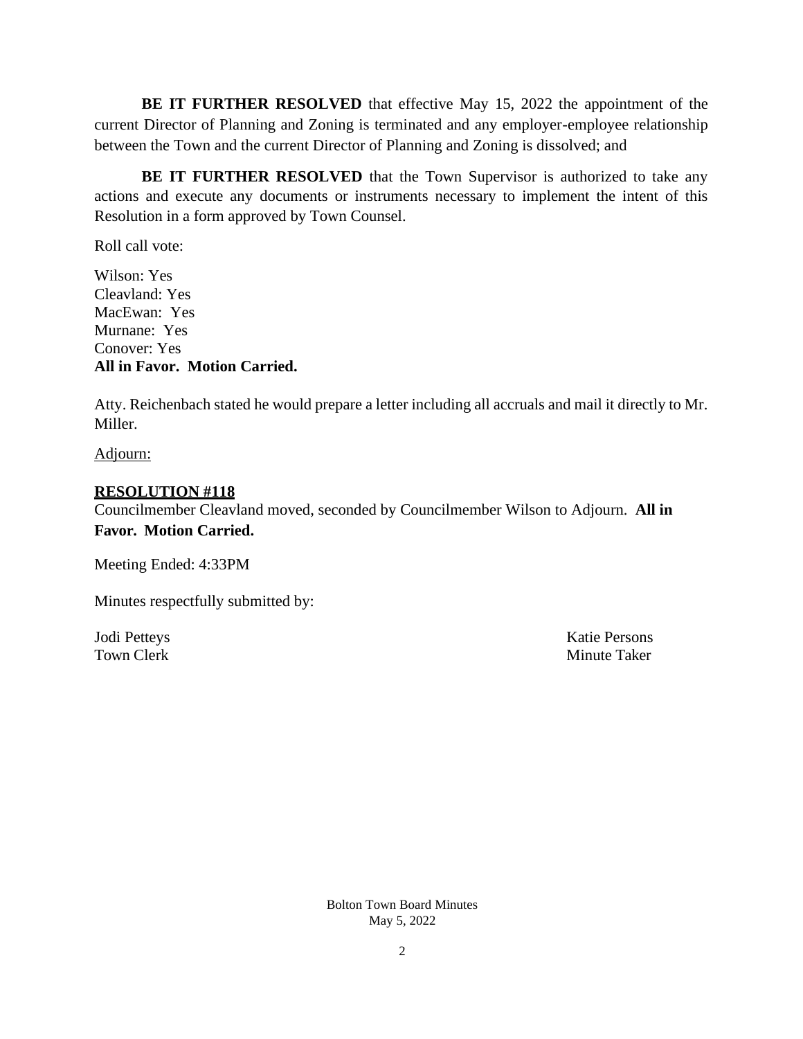**BE IT FURTHER RESOLVED** that effective May 15, 2022 the appointment of the current Director of Planning and Zoning is terminated and any employer-employee relationship between the Town and the current Director of Planning and Zoning is dissolved; and

**BE IT FURTHER RESOLVED** that the Town Supervisor is authorized to take any actions and execute any documents or instruments necessary to implement the intent of this Resolution in a form approved by Town Counsel.

Roll call vote:

Wilson: Yes
Cleavland: Yes
MacEwan: Yes
Murnane: Yes
Conover: Yes
**All in Favor. Motion Carried.**

Atty. Reichenbach stated he would prepare a letter including all accruals and mail it directly to Mr. Miller.

Adjourn:

**RESOLUTION #118**
Councilmember Cleavland moved, seconded by Councilmember Wilson to Adjourn. **All in Favor. Motion Carried.**

Meeting Ended: 4:33PM

Minutes respectfully submitted by:

Jodi Petteys
Town Clerk

Katie Persons
Minute Taker